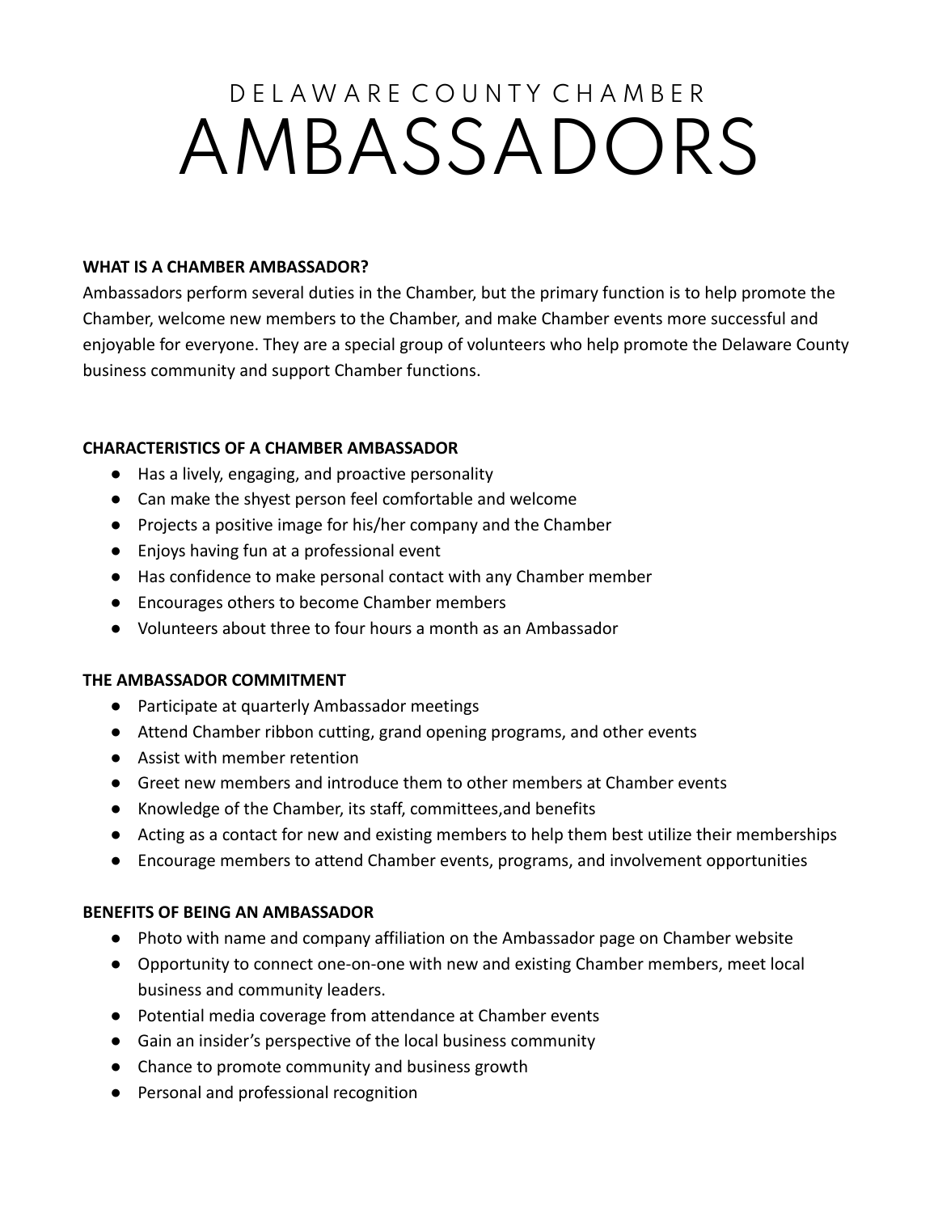# DELAWARE COUNTY CHAMBER AMBASSADORS

**WHAT IS A CHAMBER AMBASSADOR?**

Ambassadors perform several duties in the Chamber, but the primary function is to help promote the Chamber, welcome new members to the Chamber, and make Chamber events more successful and enjoyable for everyone. They are a special group of volunteers who help promote the Delaware County business community and support Chamber functions.

**CHARACTERISTICS OF A CHAMBER AMBASSADOR**

- Has a lively, engaging, and proactive personality
- Can make the shyest person feel comfortable and welcome
- Projects a positive image for his/her company and the Chamber
- Enjoys having fun at a professional event
- Has confidence to make personal contact with any Chamber member
- Encourages others to become Chamber members
- Volunteers about three to four hours a month as an Ambassador

**THE AMBASSADOR COMMITMENT**

- Participate at quarterly Ambassador meetings
- Attend Chamber ribbon cutting, grand opening programs, and other events
- Assist with member retention
- Greet new members and introduce them to other members at Chamber events
- Knowledge of the Chamber, its staff, committees,and benefits
- Acting as a contact for new and existing members to help them best utilize their memberships
- Encourage members to attend Chamber events, programs, and involvement opportunities

**BENEFITS OF BEING AN AMBASSADOR**

- Photo with name and company affiliation on the Ambassador page on Chamber website
- Opportunity to connect one-on-one with new and existing Chamber members, meet local business and community leaders.
- Potential media coverage from attendance at Chamber events
- Gain an insider's perspective of the local business community
- Chance to promote community and business growth
- Personal and professional recognition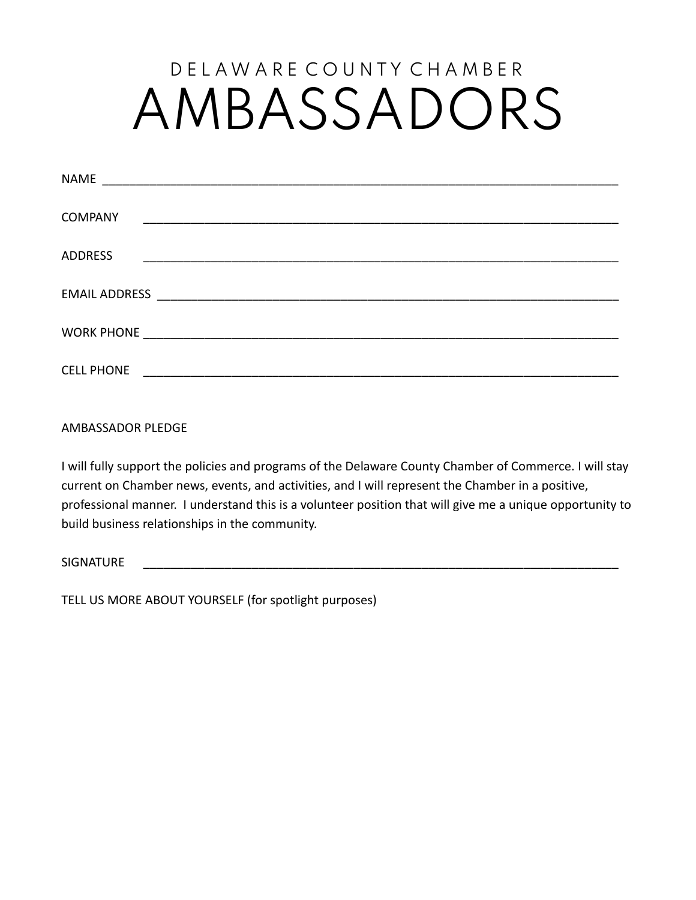DELAWARE COUNTY CHAMBER

# AMBASSADORS

NAME ___________________________________________________________________________

COMPANY ________________________________________________________________________

ADDRESS ________________________________________________________________________

EMAIL ADDRESS ___________________________________________________________________

WORK PHONE _____________________________________________________________________

CELL PHONE ______________________________________________________________________

AMBASSADOR PLEDGE

I will fully support the policies and programs of the Delaware County Chamber of Commerce. I will stay current on Chamber news, events, and activities, and I will represent the Chamber in a positive, professional manner. I understand this is a volunteer position that will give me a unique opportunity to build business relationships in the community.

SIGNATURE ______________________________________________________________________

TELL US MORE ABOUT YOURSELF (for spotlight purposes)